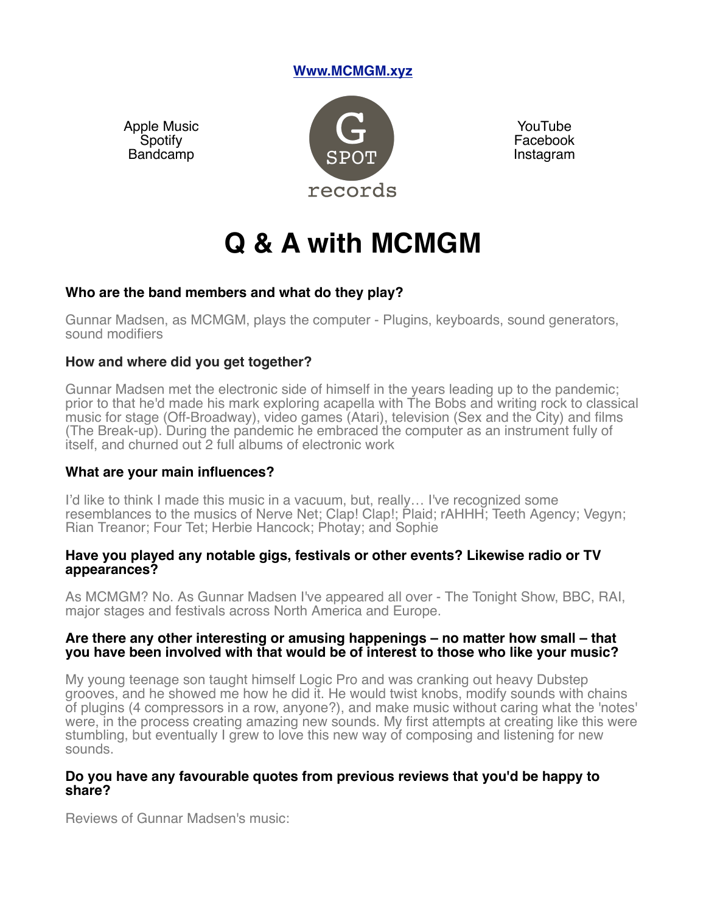[Www.MCMGM.xyz](http://Www.MCMGM.xyz)

Apple Music
Spotify
Bandcamp

G SPOT records

YouTube
Facebook
Instagram

# Q & A with MCMGM

### Who are the band members and what do they play?

Gunnar Madsen, as MCMGM, plays the computer - Plugins, keyboards, sound generators, sound modifiers

### How and where did you get together?

Gunnar Madsen met the electronic side of himself in the years leading up to the pandemic; prior to that he'd made his mark exploring acapella with The Bobs and writing rock to classical music for stage (Off-Broadway), video games (Atari), television (Sex and the City) and films (The Break-up). During the pandemic he embraced the computer as an instrument fully of itself, and churned out 2 full albums of electronic work

### What are your main influences?

I'd like to think I made this music in a vacuum, but, really… I've recognized some resemblances to the musics of Nerve Net; Clap! Clap!; Plaid; rAHHH; Teeth Agency; Vegyn; Rian Treanor; Four Tet; Herbie Hancock; Photay; and Sophie

### Have you played any notable gigs, festivals or other events? Likewise radio or TV appearances?

As MCMGM? No. As Gunnar Madsen I've appeared all over - The Tonight Show, BBC, RAI, major stages and festivals across North America and Europe.

### Are there any other interesting or amusing happenings – no matter how small – that you have been involved with that would be of interest to those who like your music?

My young teenage son taught himself Logic Pro and was cranking out heavy Dubstep grooves, and he showed me how he did it. He would twist knobs, modify sounds with chains of plugins (4 compressors in a row, anyone?), and make music without caring what the 'notes' were, in the process creating amazing new sounds. My first attempts at creating like this were stumbling, but eventually I grew to love this new way of composing and listening for new sounds.

### Do you have any favourable quotes from previous reviews that you'd be happy to share?

Reviews of Gunnar Madsen's music: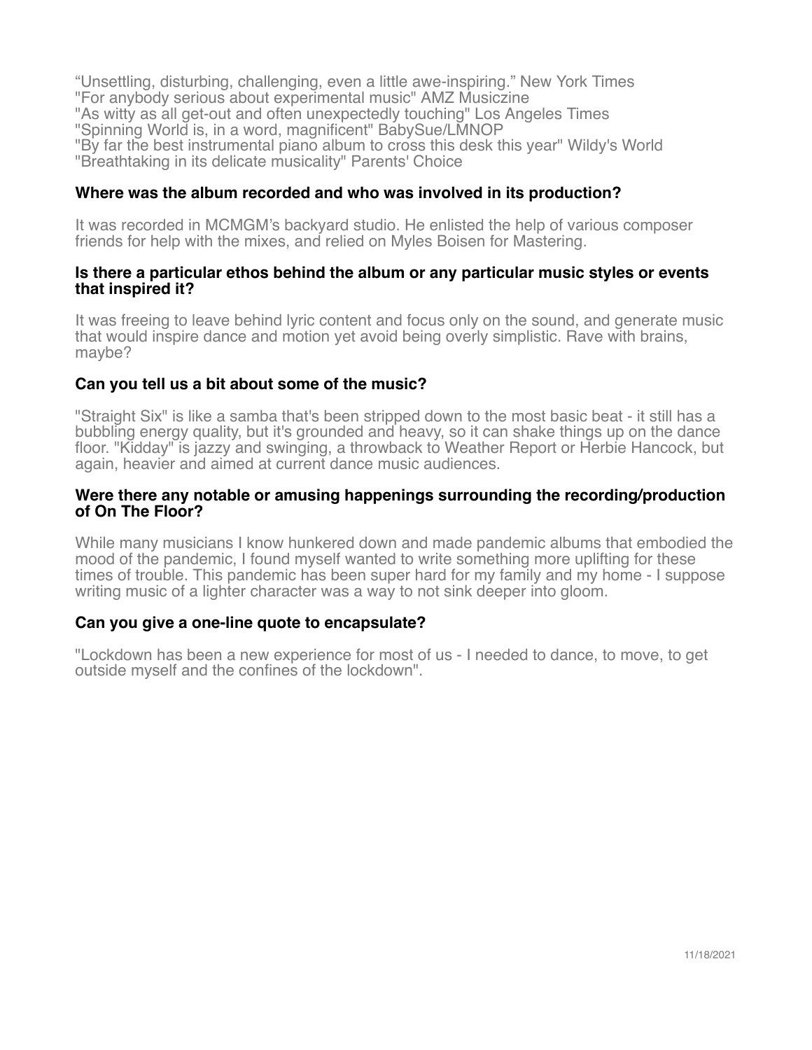"Unsettling, disturbing, challenging, even a little awe-inspiring." New York Times
"For anybody serious about experimental music" AMZ Musiczine
"As witty as all get-out and often unexpectedly touching" Los Angeles Times
"Spinning World is, in a word, magnificent" BabySue/LMNOP
"By far the best instrumental piano album to cross this desk this year" Wildy's World
"Breathtaking in its delicate musicality" Parents' Choice

**Where was the album recorded and who was involved in its production?**

It was recorded in MCMGM's backyard studio. He enlisted the help of various composer friends for help with the mixes, and relied on Myles Boisen for Mastering.

**Is there a particular ethos behind the album or any particular music styles or events that inspired it?**

It was freeing to leave behind lyric content and focus only on the sound, and generate music that would inspire dance and motion yet avoid being overly simplistic. Rave with brains, maybe?

**Can you tell us a bit about some of the music?**

"Straight Six" is like a samba that's been stripped down to the most basic beat - it still has a bubbling energy quality, but it's grounded and heavy, so it can shake things up on the dance floor. "Kidday" is jazzy and swinging, a throwback to Weather Report or Herbie Hancock, but again, heavier and aimed at current dance music audiences.

**Were there any notable or amusing happenings surrounding the recording/production of On The Floor?**

While many musicians I know hunkered down and made pandemic albums that embodied the mood of the pandemic, I found myself wanted to write something more uplifting for these times of trouble. This pandemic has been super hard for my family and my home - I suppose writing music of a lighter character was a way to not sink deeper into gloom.

**Can you give a one-line quote to encapsulate?**

"Lockdown has been a new experience for most of us - I needed to dance, to move, to get outside myself and the confines of the lockdown".

11/18/2021